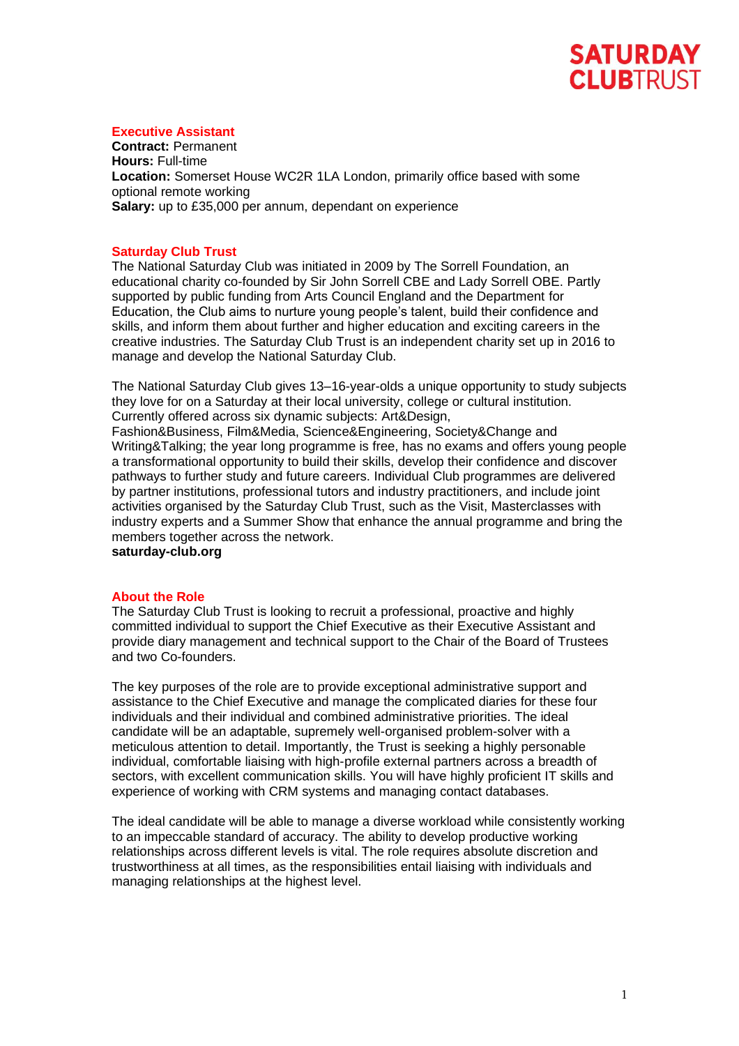**SATURDAY CLUBTRUST**

## Executive Assistant

**Contract:** Permanent
**Hours:** Full-time
**Location:** Somerset House WC2R 1LA London, primarily office based with some optional remote working
**Salary:** up to £35,000 per annum, dependant on experience

## Saturday Club Trust

The National Saturday Club was initiated in 2009 by The Sorrell Foundation, an educational charity co-founded by Sir John Sorrell CBE and Lady Sorrell OBE. Partly supported by public funding from Arts Council England and the Department for Education, the Club aims to nurture young people's talent, build their confidence and skills, and inform them about further and higher education and exciting careers in the creative industries. The Saturday Club Trust is an independent charity set up in 2016 to manage and develop the National Saturday Club.

The National Saturday Club gives 13–16-year-olds a unique opportunity to study subjects they love for on a Saturday at their local university, college or cultural institution. Currently offered across six dynamic subjects: Art&Design, Fashion&Business, Film&Media, Science&Engineering, Society&Change and Writing&Talking; the year long programme is free, has no exams and offers young people a transformational opportunity to build their skills, develop their confidence and discover pathways to further study and future careers. Individual Club programmes are delivered by partner institutions, professional tutors and industry practitioners, and include joint activities organised by the Saturday Club Trust, such as the Visit, Masterclasses with industry experts and a Summer Show that enhance the annual programme and bring the members together across the network.
**saturday-club.org**

## About the Role

The Saturday Club Trust is looking to recruit a professional, proactive and highly committed individual to support the Chief Executive as their Executive Assistant and provide diary management and technical support to the Chair of the Board of Trustees and two Co-founders.

The key purposes of the role are to provide exceptional administrative support and assistance to the Chief Executive and manage the complicated diaries for these four individuals and their individual and combined administrative priorities. The ideal candidate will be an adaptable, supremely well-organised problem-solver with a meticulous attention to detail. Importantly, the Trust is seeking a highly personable individual, comfortable liaising with high-profile external partners across a breadth of sectors, with excellent communication skills. You will have highly proficient IT skills and experience of working with CRM systems and managing contact databases.

The ideal candidate will be able to manage a diverse workload while consistently working to an impeccable standard of accuracy. The ability to develop productive working relationships across different levels is vital. The role requires absolute discretion and trustworthiness at all times, as the responsibilities entail liaising with individuals and managing relationships at the highest level.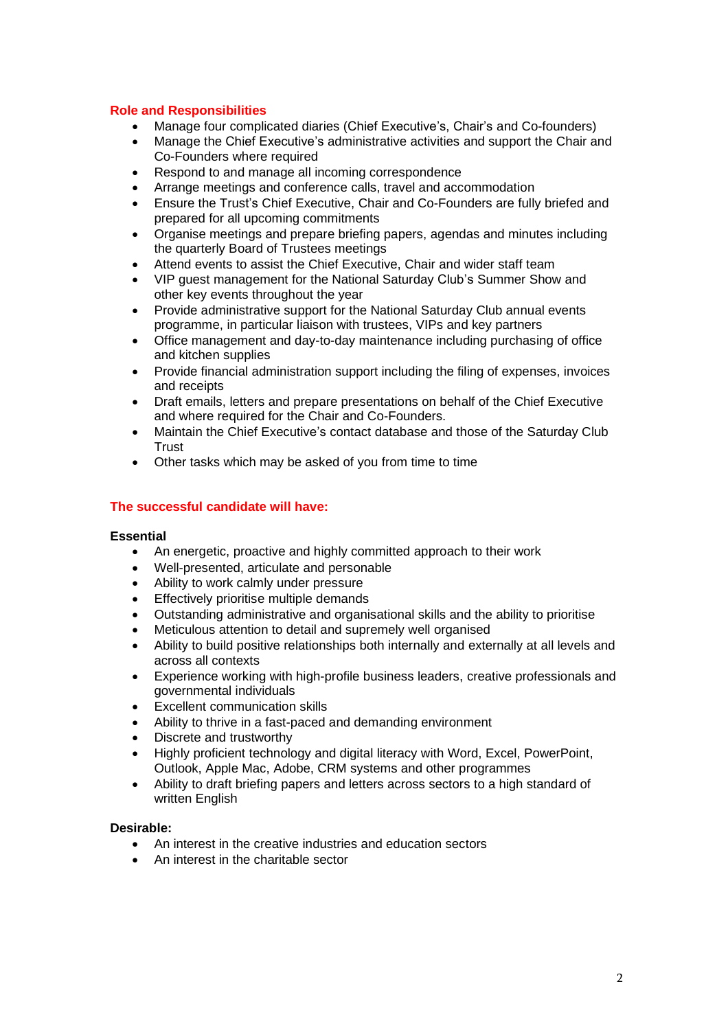## Role and Responsibilities

- Manage four complicated diaries (Chief Executive's, Chair's and Co-founders)
- Manage the Chief Executive's administrative activities and support the Chair and Co-Founders where required
- Respond to and manage all incoming correspondence
- Arrange meetings and conference calls, travel and accommodation
- Ensure the Trust's Chief Executive, Chair and Co-Founders are fully briefed and prepared for all upcoming commitments
- Organise meetings and prepare briefing papers, agendas and minutes including the quarterly Board of Trustees meetings
- Attend events to assist the Chief Executive, Chair and wider staff team
- VIP guest management for the National Saturday Club's Summer Show and other key events throughout the year
- Provide administrative support for the National Saturday Club annual events programme, in particular liaison with trustees, VIPs and key partners
- Office management and day-to-day maintenance including purchasing of office and kitchen supplies
- Provide financial administration support including the filing of expenses, invoices and receipts
- Draft emails, letters and prepare presentations on behalf of the Chief Executive and where required for the Chair and Co-Founders.
- Maintain the Chief Executive's contact database and those of the Saturday Club Trust
- Other tasks which may be asked of you from time to time

## The successful candidate will have:

**Essential**

- An energetic, proactive and highly committed approach to their work
- Well-presented, articulate and personable
- Ability to work calmly under pressure
- Effectively prioritise multiple demands
- Outstanding administrative and organisational skills and the ability to prioritise
- Meticulous attention to detail and supremely well organised
- Ability to build positive relationships both internally and externally at all levels and across all contexts
- Experience working with high-profile business leaders, creative professionals and governmental individuals
- Excellent communication skills
- Ability to thrive in a fast-paced and demanding environment
- Discrete and trustworthy
- Highly proficient technology and digital literacy with Word, Excel, PowerPoint, Outlook, Apple Mac, Adobe, CRM systems and other programmes
- Ability to draft briefing papers and letters across sectors to a high standard of written English

**Desirable:**

- An interest in the creative industries and education sectors
- An interest in the charitable sector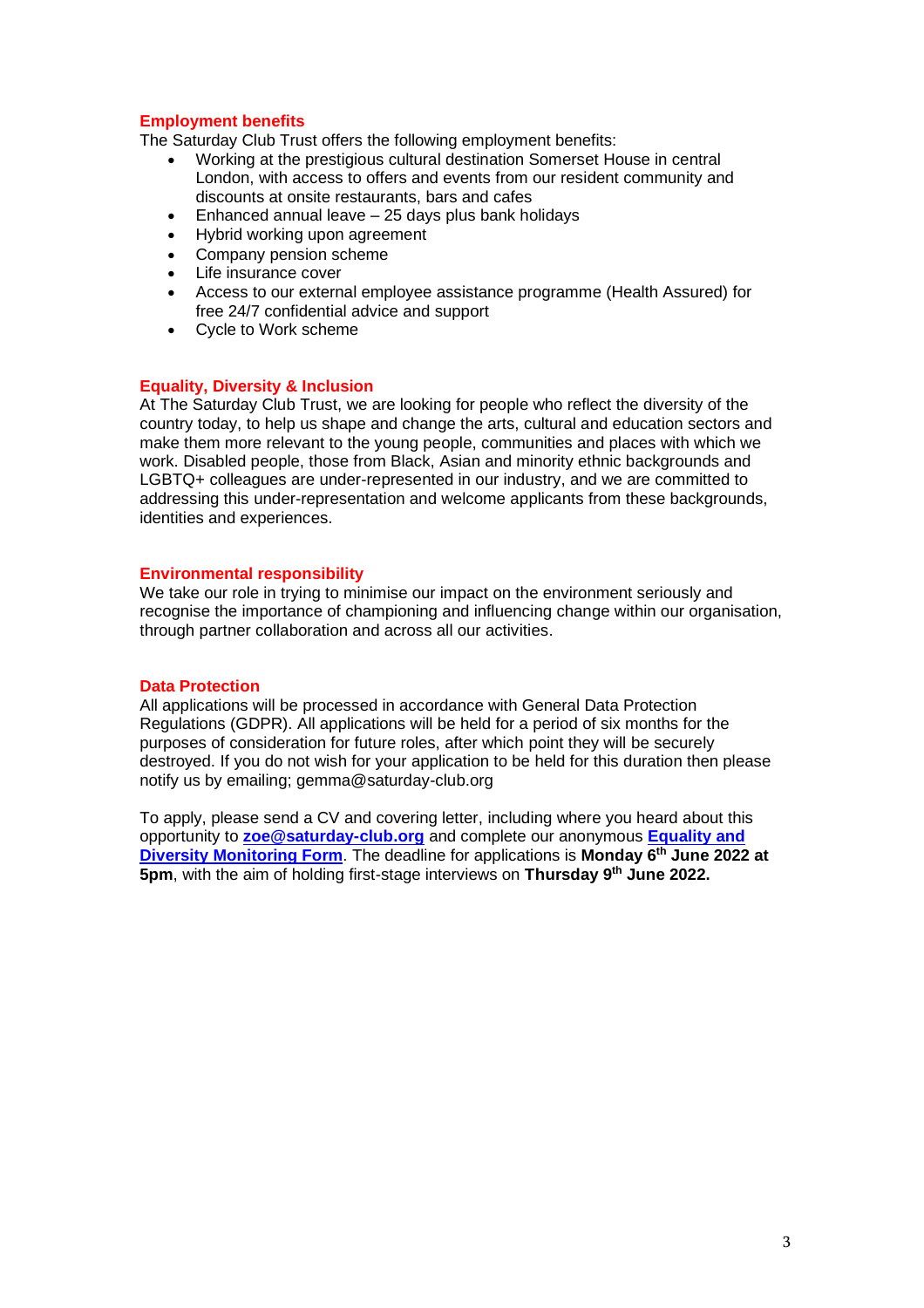## Employment benefits

The Saturday Club Trust offers the following employment benefits:

- Working at the prestigious cultural destination Somerset House in central London, with access to offers and events from our resident community and discounts at onsite restaurants, bars and cafes
- Enhanced annual leave – 25 days plus bank holidays
- Hybrid working upon agreement
- Company pension scheme
- Life insurance cover
- Access to our external employee assistance programme (Health Assured) for free 24/7 confidential advice and support
- Cycle to Work scheme

## Equality, Diversity & Inclusion

At The Saturday Club Trust, we are looking for people who reflect the diversity of the country today, to help us shape and change the arts, cultural and education sectors and make them more relevant to the young people, communities and places with which we work. Disabled people, those from Black, Asian and minority ethnic backgrounds and LGBTQ+ colleagues are under-represented in our industry, and we are committed to addressing this under-representation and welcome applicants from these backgrounds, identities and experiences.

## Environmental responsibility

We take our role in trying to minimise our impact on the environment seriously and recognise the importance of championing and influencing change within our organisation, through partner collaboration and across all our activities.

## Data Protection

All applications will be processed in accordance with General Data Protection Regulations (GDPR). All applications will be held for a period of six months for the purposes of consideration for future roles, after which point they will be securely destroyed. If you do not wish for your application to be held for this duration then please notify us by emailing; gemma@saturday-club.org

To apply, please send a CV and covering letter, including where you heard about this opportunity to **zoe@saturday-club.org** and complete our anonymous **Equality and Diversity Monitoring Form**. The deadline for applications is **Monday 6th June 2022 at 5pm**, with the aim of holding first-stage interviews on **Thursday 9th June 2022.**